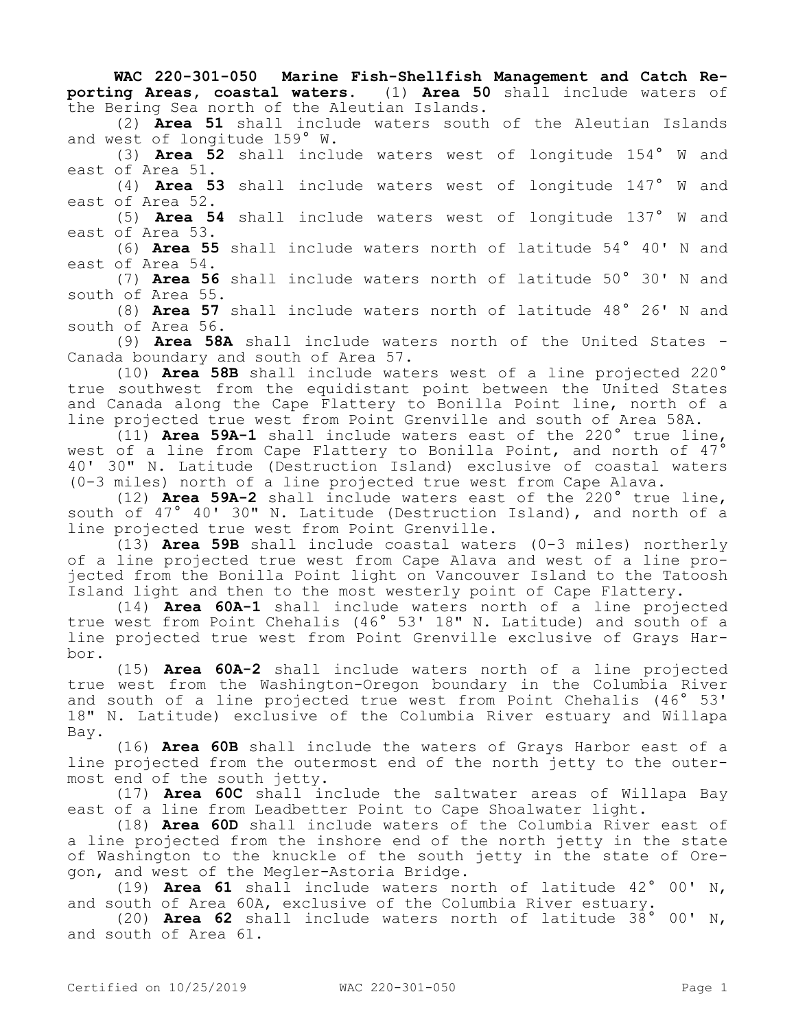**WAC 220-301-050 Marine Fish-Shellfish Management and Catch Reporting Areas, coastal waters.** (1) **Area 50** shall include waters of the Bering Sea north of the Aleutian Islands.

(2) **Area 51** shall include waters south of the Aleutian Islands and west of longitude 159° W.

(3) **Area 52** shall include waters west of longitude 154° W and east of Area 51.

(4) **Area 53** shall include waters west of longitude 147° W and east of Area 52.

(5) **Area 54** shall include waters west of longitude 137° W and east of Area 53.

(6) **Area 55** shall include waters north of latitude 54° 40' N and east of Area 54.

(7) **Area 56** shall include waters north of latitude 50° 30' N and south of Area 55.

(8) **Area 57** shall include waters north of latitude 48° 26' N and south of Area 56.

(9) **Area 58A** shall include waters north of the United States - Canada boundary and south of Area 57.

(10) **Area 58B** shall include waters west of a line projected 220° true southwest from the equidistant point between the United States and Canada along the Cape Flattery to Bonilla Point line, north of a line projected true west from Point Grenville and south of Area 58A.

(11) **Area 59A-1** shall include waters east of the 220° true line, west of a line from Cape Flattery to Bonilla Point, and north of 47° 40' 30" N. Latitude (Destruction Island) exclusive of coastal waters (0-3 miles) north of a line projected true west from Cape Alava.

(12) **Area 59A-2** shall include waters east of the 220° true line, south of 47° 40' 30" N. Latitude (Destruction Island), and north of a line projected true west from Point Grenville.

(13) **Area 59B** shall include coastal waters (0-3 miles) northerly of a line projected true west from Cape Alava and west of a line projected from the Bonilla Point light on Vancouver Island to the Tatoosh Island light and then to the most westerly point of Cape Flattery.

(14) **Area 60A-1** shall include waters north of a line projected true west from Point Chehalis (46° 53' 18" N. Latitude) and south of a line projected true west from Point Grenville exclusive of Grays Harbor.

(15) **Area 60A-2** shall include waters north of a line projected true west from the Washington-Oregon boundary in the Columbia River and south of a line projected true west from Point Chehalis (46° 53' 18" N. Latitude) exclusive of the Columbia River estuary and Willapa Bay.

(16) **Area 60B** shall include the waters of Grays Harbor east of a line projected from the outermost end of the north jetty to the outermost end of the south jetty.

(17) **Area 60C** shall include the saltwater areas of Willapa Bay east of a line from Leadbetter Point to Cape Shoalwater light.

(18) **Area 60D** shall include waters of the Columbia River east of a line projected from the inshore end of the north jetty in the state of Washington to the knuckle of the south jetty in the state of Oregon, and west of the Megler-Astoria Bridge.

(19) **Area 61** shall include waters north of latitude 42° 00' N, and south of Area 60A, exclusive of the Columbia River estuary.

(20) **Area 62** shall include waters north of latitude 38° 00' N, and south of Area 61.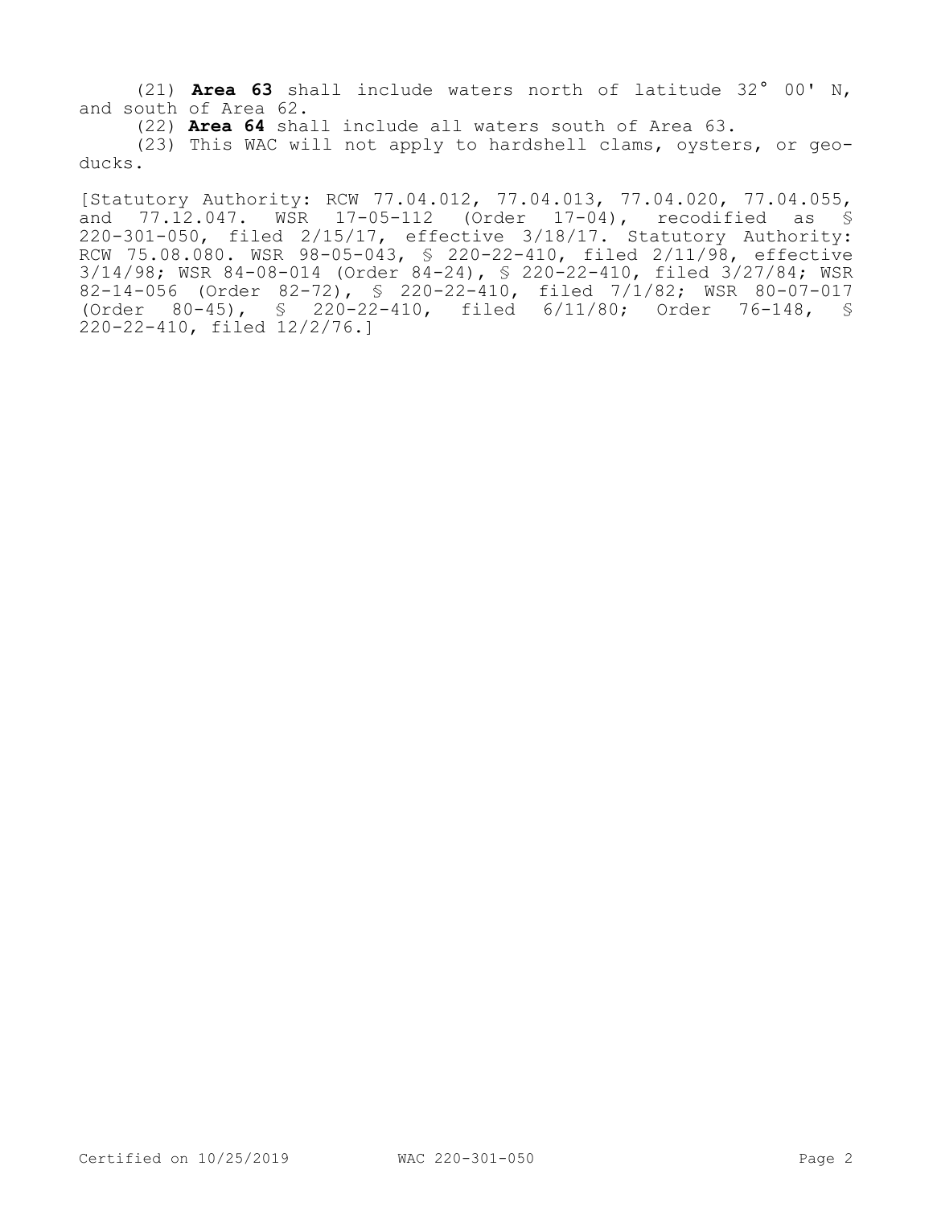(21) **Area 63** shall include waters north of latitude 32° 00' N, and south of Area 62.

(22) **Area 64** shall include all waters south of Area 63.

(23) This WAC will not apply to hardshell clams, oysters, or geoducks.

[Statutory Authority: RCW 77.04.012, 77.04.013, 77.04.020, 77.04.055, and 77.12.047. WSR 17-05-112 (Order 17-04), recodified as § 220-301-050, filed 2/15/17, effective 3/18/17. Statutory Authority: RCW 75.08.080. WSR 98-05-043, § 220-22-410, filed 2/11/98, effective 3/14/98; WSR 84-08-014 (Order 84-24), § 220-22-410, filed 3/27/84; WSR 82-14-056 (Order 82-72), § 220-22-410, filed 7/1/82; WSR 80-07-017 (Order 80-45), § 220-22-410, filed 6/11/80; Order 76-148, § 220-22-410, filed 12/2/76.]